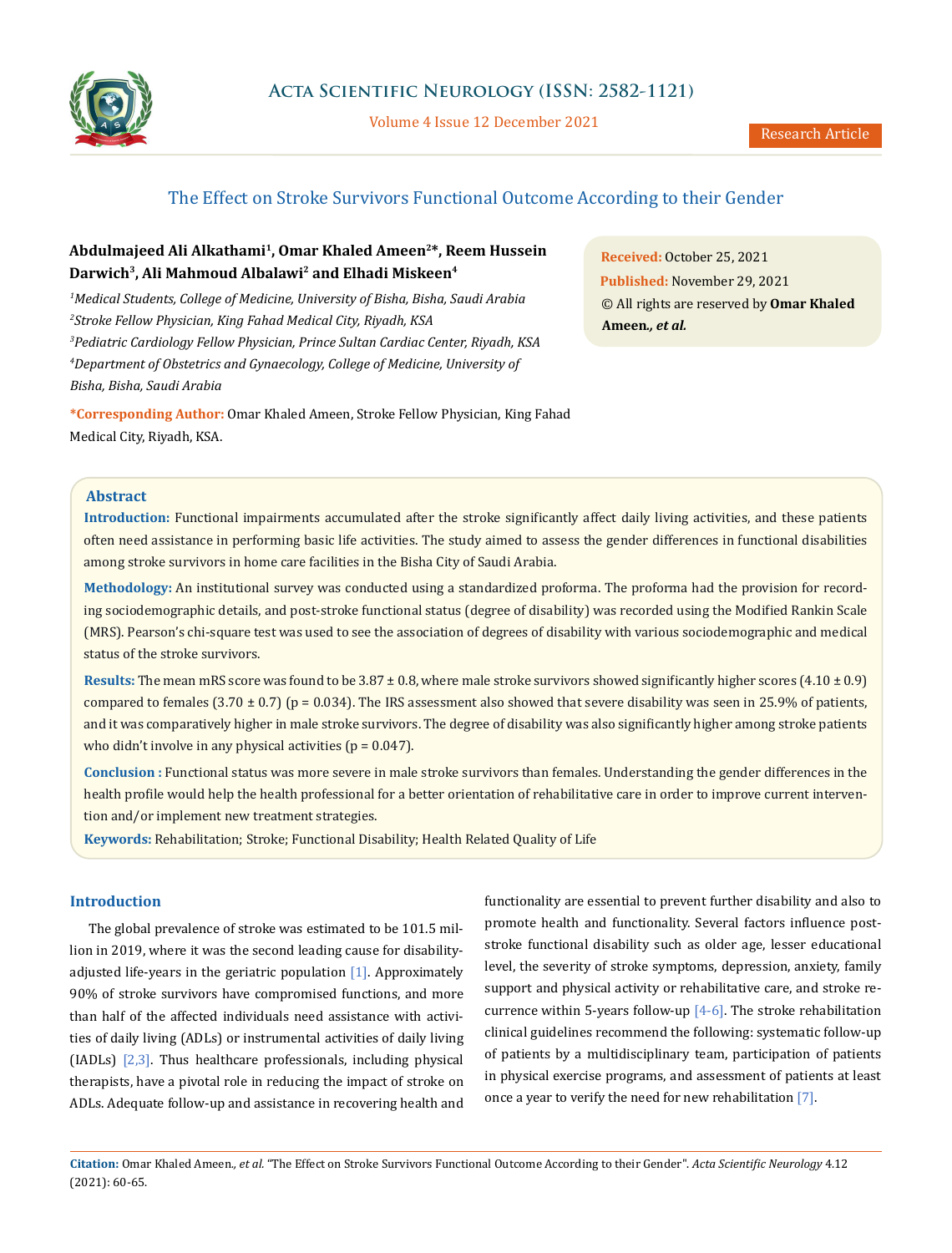Research Article

# The Effect on Stroke Survivors Functional Outcome According to their Gender

**Abdulmajeed Ali Alkathami[1], Omar Khaled Ameen[2]*, Reem Hussein Darwich[3], Ali Mahmoud Albalawi[2] and Elhadi Miskeen[4]**

[1]*Medical Students, College of Medicine, University of Bisha, Bisha, Saudi Arabia*

[2]*Stroke Fellow Physician, King Fahad Medical City, Riyadh, KSA*

[3]*Pediatric Cardiology Fellow Physician, Prince Sultan Cardiac Center, Riyadh, KSA*

[4]*Department of Obstetrics and Gynaecology, College of Medicine, University of Bisha, Bisha, Saudi Arabia*

**\*Corresponding Author:** Omar Khaled Ameen, Stroke Fellow Physician, King Fahad Medical City, Riyadh, KSA.

**Received:** October 25, 2021

**Published:** November 29, 2021

© All rights are reserved by **Omar Khaled Ameen.*, et al.***

## Abstract

**Introduction:** Functional impairments accumulated after the stroke significantly affect daily living activities, and these patients often need assistance in performing basic life activities. The study aimed to assess the gender differences in functional disabilities among stroke survivors in home care facilities in the Bisha City of Saudi Arabia.

**Methodology:** An institutional survey was conducted using a standardized proforma. The proforma had the provision for recording sociodemographic details, and post-stroke functional status (degree of disability) was recorded using the Modified Rankin Scale (MRS). Pearson's chi-square test was used to see the association of degrees of disability with various sociodemographic and medical status of the stroke survivors.

**Results:** The mean mRS score was found to be 3.87 ± 0.8, where male stroke survivors showed significantly higher scores (4.10 ± 0.9) compared to females (3.70 ± 0.7) (p = 0.034). The IRS assessment also showed that severe disability was seen in 25.9% of patients, and it was comparatively higher in male stroke survivors. The degree of disability was also significantly higher among stroke patients who didn't involve in any physical activities (p = 0.047).

**Conclusion :** Functional status was more severe in male stroke survivors than females. Understanding the gender differences in the health profile would help the health professional for a better orientation of rehabilitative care in order to improve current intervention and/or implement new treatment strategies.

**Keywords:** Rehabilitation; Stroke; Functional Disability; Health Related Quality of Life

## Introduction

The global prevalence of stroke was estimated to be 101.5 million in 2019, where it was the second leading cause for disability-adjusted life-years in the geriatric population [1]. Approximately 90% of stroke survivors have compromised functions, and more than half of the affected individuals need assistance with activities of daily living (ADLs) or instrumental activities of daily living (IADLs) [2,3]. Thus healthcare professionals, including physical therapists, have a pivotal role in reducing the impact of stroke on ADLs. Adequate follow-up and assistance in recovering health and functionality are essential to prevent further disability and also to promote health and functionality. Several factors influence post-stroke functional disability such as older age, lesser educational level, the severity of stroke symptoms, depression, anxiety, family support and physical activity or rehabilitative care, and stroke recurrence within 5-years follow-up [4-6]. The stroke rehabilitation clinical guidelines recommend the following: systematic follow-up of patients by a multidisciplinary team, participation of patients in physical exercise programs, and assessment of patients at least once a year to verify the need for new rehabilitation [7].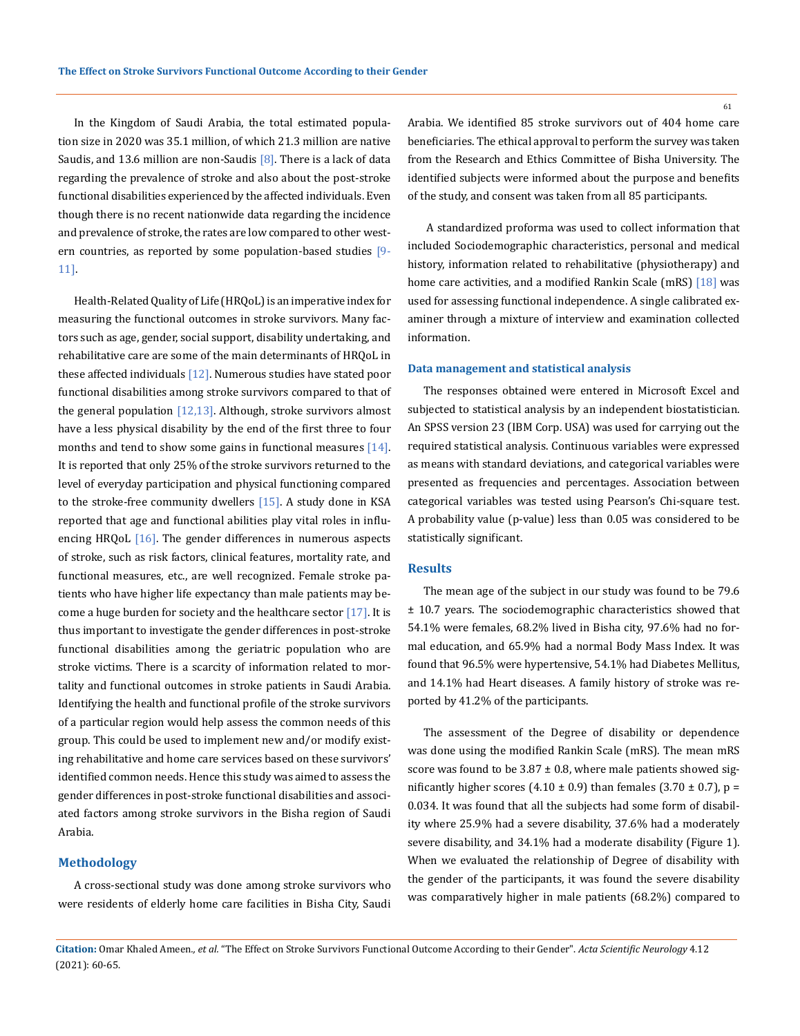In the Kingdom of Saudi Arabia, the total estimated population size in 2020 was 35.1 million, of which 21.3 million are native Saudis, and 13.6 million are non-Saudis [8]. There is a lack of data regarding the prevalence of stroke and also about the post-stroke functional disabilities experienced by the affected individuals. Even though there is no recent nationwide data regarding the incidence and prevalence of stroke, the rates are low compared to other western countries, as reported by some population-based studies [9-11].

Health-Related Quality of Life (HRQoL) is an imperative index for measuring the functional outcomes in stroke survivors. Many factors such as age, gender, social support, disability undertaking, and rehabilitative care are some of the main determinants of HRQoL in these affected individuals [12]. Numerous studies have stated poor functional disabilities among stroke survivors compared to that of the general population [12,13]. Although, stroke survivors almost have a less physical disability by the end of the first three to four months and tend to show some gains in functional measures [14]. It is reported that only 25% of the stroke survivors returned to the level of everyday participation and physical functioning compared to the stroke-free community dwellers [15]. A study done in KSA reported that age and functional abilities play vital roles in influencing HRQoL [16]. The gender differences in numerous aspects of stroke, such as risk factors, clinical features, mortality rate, and functional measures, etc., are well recognized. Female stroke patients who have higher life expectancy than male patients may become a huge burden for society and the healthcare sector [17]. It is thus important to investigate the gender differences in post-stroke functional disabilities among the geriatric population who are stroke victims. There is a scarcity of information related to mortality and functional outcomes in stroke patients in Saudi Arabia. Identifying the health and functional profile of the stroke survivors of a particular region would help assess the common needs of this group. This could be used to implement new and/or modify existing rehabilitative and home care services based on these survivors' identified common needs. Hence this study was aimed to assess the gender differences in post-stroke functional disabilities and associated factors among stroke survivors in the Bisha region of Saudi Arabia.

## Methodology

A cross-sectional study was done among stroke survivors who were residents of elderly home care facilities in Bisha City, Saudi Arabia. We identified 85 stroke survivors out of 404 home care beneficiaries. The ethical approval to perform the survey was taken from the Research and Ethics Committee of Bisha University. The identified subjects were informed about the purpose and benefits of the study, and consent was taken from all 85 participants.

A standardized proforma was used to collect information that included Sociodemographic characteristics, personal and medical history, information related to rehabilitative (physiotherapy) and home care activities, and a modified Rankin Scale (mRS) [18] was used for assessing functional independence. A single calibrated examiner through a mixture of interview and examination collected information.

### Data management and statistical analysis

The responses obtained were entered in Microsoft Excel and subjected to statistical analysis by an independent biostatistician. An SPSS version 23 (IBM Corp. USA) was used for carrying out the required statistical analysis. Continuous variables were expressed as means with standard deviations, and categorical variables were presented as frequencies and percentages. Association between categorical variables was tested using Pearson's Chi-square test. A probability value (p-value) less than 0.05 was considered to be statistically significant.

## Results

The mean age of the subject in our study was found to be 79.6 ± 10.7 years. The sociodemographic characteristics showed that 54.1% were females, 68.2% lived in Bisha city, 97.6% had no formal education, and 65.9% had a normal Body Mass Index. It was found that 96.5% were hypertensive, 54.1% had Diabetes Mellitus, and 14.1% had Heart diseases. A family history of stroke was reported by 41.2% of the participants.

The assessment of the Degree of disability or dependence was done using the modified Rankin Scale (mRS). The mean mRS score was found to be 3.87 ± 0.8, where male patients showed significantly higher scores (4.10 ± 0.9) than females (3.70 ± 0.7), $p = 0.034$. It was found that all the subjects had some form of disability where 25.9% had a severe disability, 37.6% had a moderately severe disability, and 34.1% had a moderate disability (Figure 1). When we evaluated the relationship of Degree of disability with the gender of the participants, it was found the severe disability was comparatively higher in male patients (68.2%) compared to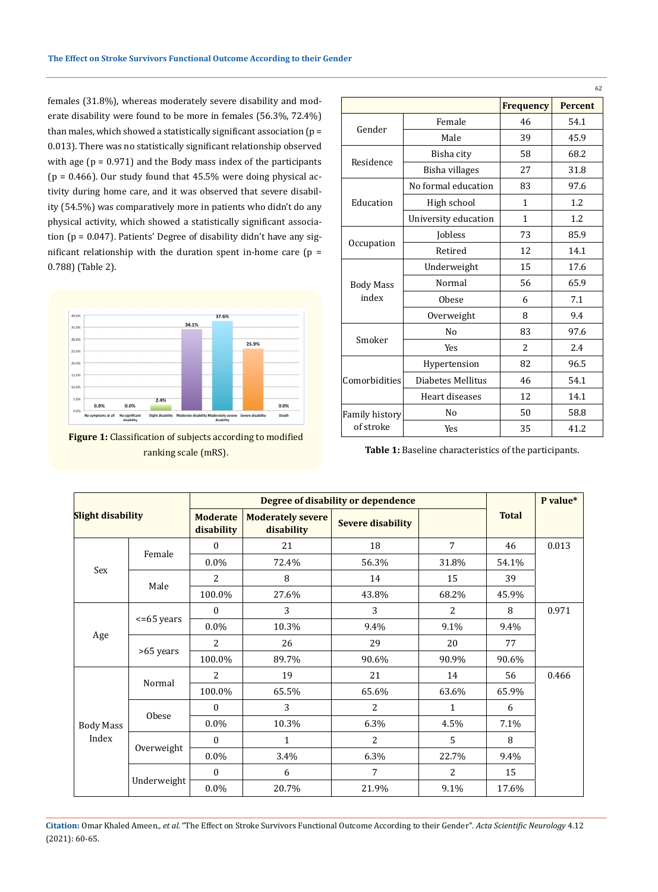females (31.8%), whereas moderately severe disability and moderate disability were found to be more in females (56.3%, 72.4%) than males, which showed a statistically significant association (p = 0.013). There was no statistically significant relationship observed with age (p = 0.971) and the Body mass index of the participants (p = 0.466). Our study found that 45.5% were doing physical activity during home care, and it was observed that severe disability (54.5%) was comparatively more in patients who didn't do any physical activity, which showed a statistically significant association (p = 0.047). Patients' Degree of disability didn't have any significant relationship with the duration spent in-home care (p = 0.788) (Table 2).

**Figure 1:** Classification of subjects according to modified ranking scale (mRS).

| | | Frequency | Percent |
|---|---|---|---|
| Gender | Female | 46 | 54.1 |
| | Male | 39 | 45.9 |
| Residence | Bisha city | 58 | 68.2 |
| | Bisha villages | 27 | 31.8 |
| Education | No formal education | 83 | 97.6 |
| | High school | 1 | 1.2 |
| | University education | 1 | 1.2 |
| Occupation | Jobless | 73 | 85.9 |
| | Retired | 12 | 14.1 |
| Body Mass index | Underweight | 15 | 17.6 |
| | Normal | 56 | 65.9 |
| | Obese | 6 | 7.1 |
| | Overweight | 8 | 9.4 |
| Smoker | No | 83 | 97.6 |
| | Yes | 2 | 2.4 |
| Comorbidities | Hypertension | 82 | 96.5 |
| | Diabetes Mellitus | 46 | 54.1 |
| | Heart diseases | 12 | 14.1 |
| Family history of stroke | No | 50 | 58.8 |
| | Yes | 35 | 41.2 |

**Table 1:** Baseline characteristics of the participants.

| Slight disability | | Degree of disability or dependence | | | | Total | P value* |
|---|---|---|---|---|---|---|---|
| | | Moderate disability | Moderately severe disability | Severe disability | | | |
| Sex | Female | 0 | 21 | 18 | 7 | 46 | 0.013 |
| | | 0.0% | 72.4% | 56.3% | 31.8% | 54.1% | |
| | Male | 2 | 8 | 14 | 15 | 39 | |
| | | 100.0% | 27.6% | 43.8% | 68.2% | 45.9% | |
| Age | <=65 years | 0 | 3 | 3 | 2 | 8 | 0.971 |
| | | 0.0% | 10.3% | 9.4% | 9.1% | 9.4% | |
| | >65 years | 2 | 26 | 29 | 20 | 77 | |
| | | 100.0% | 89.7% | 90.6% | 90.9% | 90.6% | |
| Body Mass Index | Normal | 2 | 19 | 21 | 14 | 56 | 0.466 |
| | | 100.0% | 65.5% | 65.6% | 63.6% | 65.9% | |
| | Obese | 0 | 3 | 2 | 1 | 6 | |
| | | 0.0% | 10.3% | 6.3% | 4.5% | 7.1% | |
| | Overweight | 0 | 1 | 2 | 5 | 8 | |
| | | 0.0% | 3.4% | 6.3% | 22.7% | 9.4% | |
| | Underweight | 0 | 6 | 7 | 2 | 15 | |
| | | 0.0% | 20.7% | 21.9% | 9.1% | 17.6% | |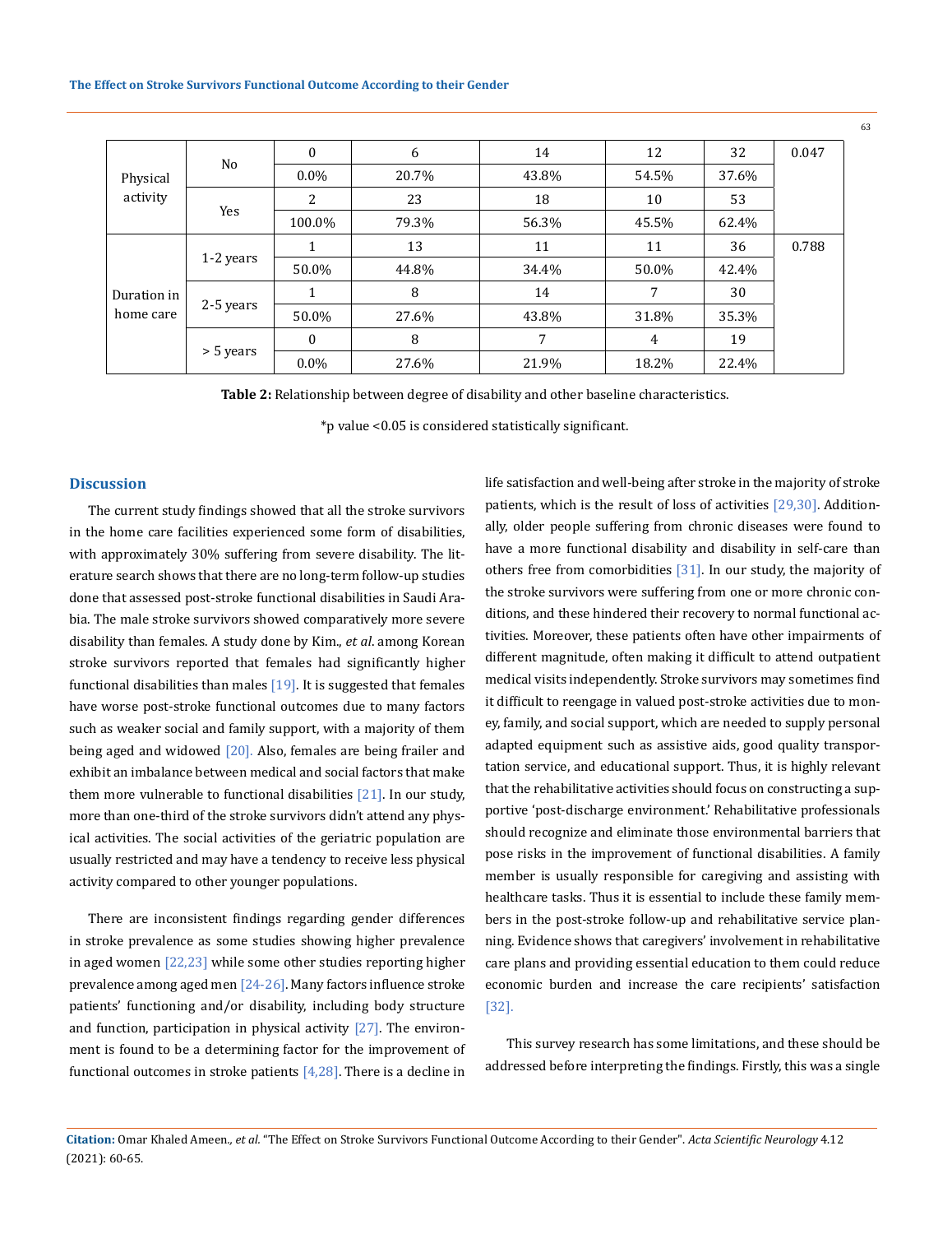| | | | | | | | |
|---|---|---|---|---|---|---|---|
| Physical activity | No | 0 | 6 | 14 | 12 | 32 | 0.047 |
| | | 0.0% | 20.7% | 43.8% | 54.5% | 37.6% | |
| | Yes | 2 | 23 | 18 | 10 | 53 | |
| | | 100.0% | 79.3% | 56.3% | 45.5% | 62.4% | |
| Duration in home care | 1-2 years | 1 | 13 | 11 | 11 | 36 | 0.788 |
| | | 50.0% | 44.8% | 34.4% | 50.0% | 42.4% | |
| | 2-5 years | 1 | 8 | 14 | 7 | 30 | |
| | | 50.0% | 27.6% | 43.8% | 31.8% | 35.3% | |
| | > 5 years | 0 | 8 | 7 | 4 | 19 | |
| | | 0.0% | 27.6% | 21.9% | 18.2% | 22.4% | |

**Table 2:** Relationship between degree of disability and other baseline characteristics.

*p value <0.05 is considered statistically significant.

## Discussion

The current study findings showed that all the stroke survivors in the home care facilities experienced some form of disabilities, with approximately 30% suffering from severe disability. The literature search shows that there are no long-term follow-up studies done that assessed post-stroke functional disabilities in Saudi Arabia. The male stroke survivors showed comparatively more severe disability than females. A study done by Kim., *et al*. among Korean stroke survivors reported that females had significantly higher functional disabilities than males [19]. It is suggested that females have worse post-stroke functional outcomes due to many factors such as weaker social and family support, with a majority of them being aged and widowed [20]. Also, females are being frailer and exhibit an imbalance between medical and social factors that make them more vulnerable to functional disabilities [21]. In our study, more than one-third of the stroke survivors didn't attend any physical activities. The social activities of the geriatric population are usually restricted and may have a tendency to receive less physical activity compared to other younger populations.

There are inconsistent findings regarding gender differences in stroke prevalence as some studies showing higher prevalence in aged women [22,23] while some other studies reporting higher prevalence among aged men [24-26]. Many factors influence stroke patients' functioning and/or disability, including body structure and function, participation in physical activity [27]. The environment is found to be a determining factor for the improvement of functional outcomes in stroke patients [4,28]. There is a decline in life satisfaction and well-being after stroke in the majority of stroke patients, which is the result of loss of activities [29,30]. Additionally, older people suffering from chronic diseases were found to have a more functional disability and disability in self-care than others free from comorbidities [31]. In our study, the majority of the stroke survivors were suffering from one or more chronic conditions, and these hindered their recovery to normal functional activities. Moreover, these patients often have other impairments of different magnitude, often making it difficult to attend outpatient medical visits independently. Stroke survivors may sometimes find it difficult to reengage in valued post-stroke activities due to money, family, and social support, which are needed to supply personal adapted equipment such as assistive aids, good quality transportation service, and educational support. Thus, it is highly relevant that the rehabilitative activities should focus on constructing a supportive 'post-discharge environment.' Rehabilitative professionals should recognize and eliminate those environmental barriers that pose risks in the improvement of functional disabilities. A family member is usually responsible for caregiving and assisting with healthcare tasks. Thus it is essential to include these family members in the post-stroke follow-up and rehabilitative service planning. Evidence shows that caregivers' involvement in rehabilitative care plans and providing essential education to them could reduce economic burden and increase the care recipients' satisfaction [32].

This survey research has some limitations, and these should be addressed before interpreting the findings. Firstly, this was a single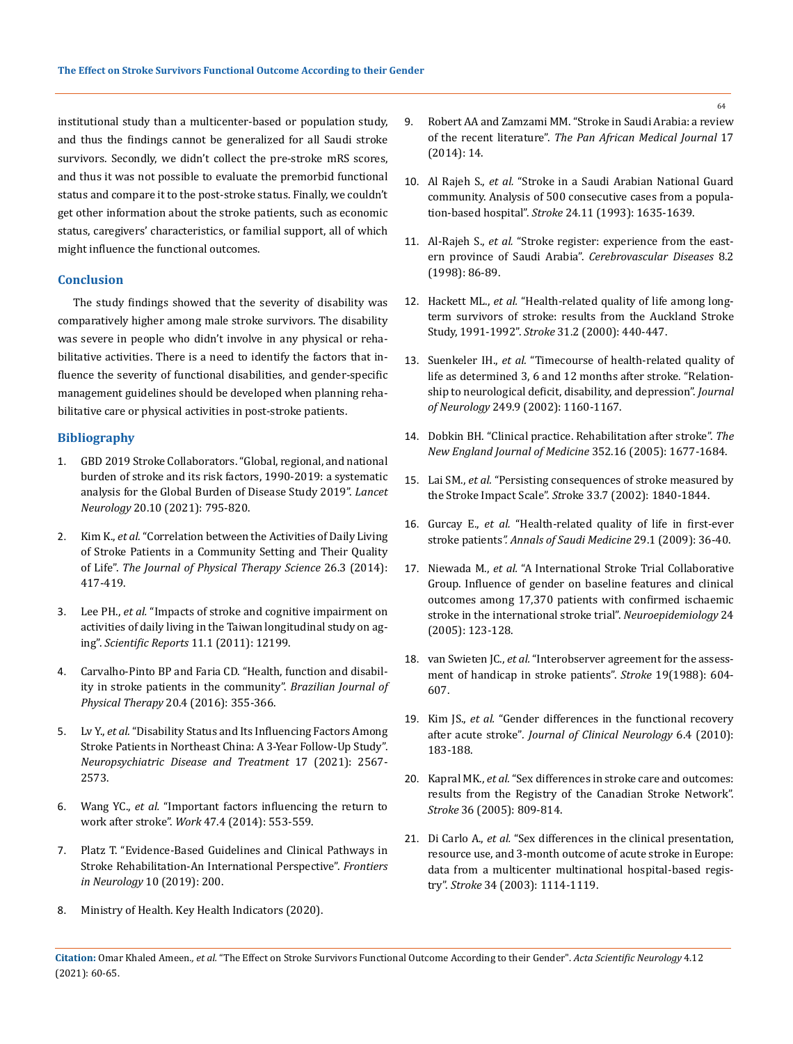institutional study than a multicenter-based or population study, and thus the findings cannot be generalized for all Saudi stroke survivors. Secondly, we didn't collect the pre-stroke mRS scores, and thus it was not possible to evaluate the premorbid functional status and compare it to the post-stroke status. Finally, we couldn't get other information about the stroke patients, such as economic status, caregivers' characteristics, or familial support, all of which might influence the functional outcomes.

## Conclusion

The study findings showed that the severity of disability was comparatively higher among male stroke survivors. The disability was severe in people who didn't involve in any physical or rehabilitative activities. There is a need to identify the factors that influence the severity of functional disabilities, and gender-specific management guidelines should be developed when planning rehabilitative care or physical activities in post-stroke patients.

## Bibliography

1. GBD 2019 Stroke Collaborators. "Global, regional, and national burden of stroke and its risk factors, 1990-2019: a systematic analysis for the Global Burden of Disease Study 2019". *Lancet Neurology* 20.10 (2021): 795-820.
2. Kim K., *et al.* "Correlation between the Activities of Daily Living of Stroke Patients in a Community Setting and Their Quality of Life". *The Journal of Physical Therapy Science* 26.3 (2014): 417-419.
3. Lee PH., *et al.* "Impacts of stroke and cognitive impairment on activities of daily living in the Taiwan longitudinal study on aging". *Scientific Reports* 11.1 (2011): 12199.
4. Carvalho-Pinto BP and Faria CD. "Health, function and disability in stroke patients in the community". *Brazilian Journal of Physical Therapy* 20.4 (2016): 355-366.
5. Lv Y., *et al.* "Disability Status and Its Influencing Factors Among Stroke Patients in Northeast China: A 3-Year Follow-Up Study". *Neuropsychiatric Disease and Treatment* 17 (2021): 2567-2573.
6. Wang YC., *et al.* "Important factors influencing the return to work after stroke". *Work* 47.4 (2014): 553-559.
7. Platz T. "Evidence-Based Guidelines and Clinical Pathways in Stroke Rehabilitation-An International Perspective". *Frontiers in Neurology* 10 (2019): 200.
8. Ministry of Health. Key Health Indicators (2020).
9. Robert AA and Zamzami MM. "Stroke in Saudi Arabia: a review of the recent literature". *The Pan African Medical Journal* 17 (2014): 14.
10. Al Rajeh S., *et al.* "Stroke in a Saudi Arabian National Guard community. Analysis of 500 consecutive cases from a population-based hospital". *Stroke* 24.11 (1993): 1635-1639.
11. Al-Rajeh S., *et al.* "Stroke register: experience from the eastern province of Saudi Arabia". *Cerebrovascular Diseases* 8.2 (1998): 86-89.
12. Hackett ML., *et al.* "Health-related quality of life among long-term survivors of stroke: results from the Auckland Stroke Study, 1991-1992". *Stroke* 31.2 (2000): 440-447.
13. Suenkeler IH., *et al.* "Timecourse of health-related quality of life as determined 3, 6 and 12 months after stroke. "Relationship to neurological deficit, disability, and depression". *Journal of Neurology* 249.9 (2002): 1160-1167.
14. Dobkin BH. "Clinical practice. Rehabilitation after stroke". *The New England Journal of Medicine* 352.16 (2005): 1677-1684.
15. Lai SM., *et al.* "Persisting consequences of stroke measured by the Stroke Impact Scale". *Stroke* 33.7 (2002): 1840-1844.
16. Gurcay E., *et al.* "Health-related quality of life in first-ever stroke patients". *Annals of Saudi Medicine* 29.1 (2009): 36-40.
17. Niewada M., *et al.* "A International Stroke Trial Collaborative Group. Influence of gender on baseline features and clinical outcomes among 17,370 patients with confirmed ischaemic stroke in the international stroke trial". *Neuroepidemiology* 24 (2005): 123-128.
18. van Swieten JC., *et al.* "Interobserver agreement for the assessment of handicap in stroke patients". *Stroke* 19(1988): 604-607.
19. Kim JS., *et al.* "Gender differences in the functional recovery after acute stroke". *Journal of Clinical Neurology* 6.4 (2010): 183-188.
20. Kapral MK., *et al.* "Sex differences in stroke care and outcomes: results from the Registry of the Canadian Stroke Network". *Stroke* 36 (2005): 809-814.
21. Di Carlo A., *et al.* "Sex differences in the clinical presentation, resource use, and 3-month outcome of acute stroke in Europe: data from a multicenter multinational hospital-based registry". *Stroke* 34 (2003): 1114-1119.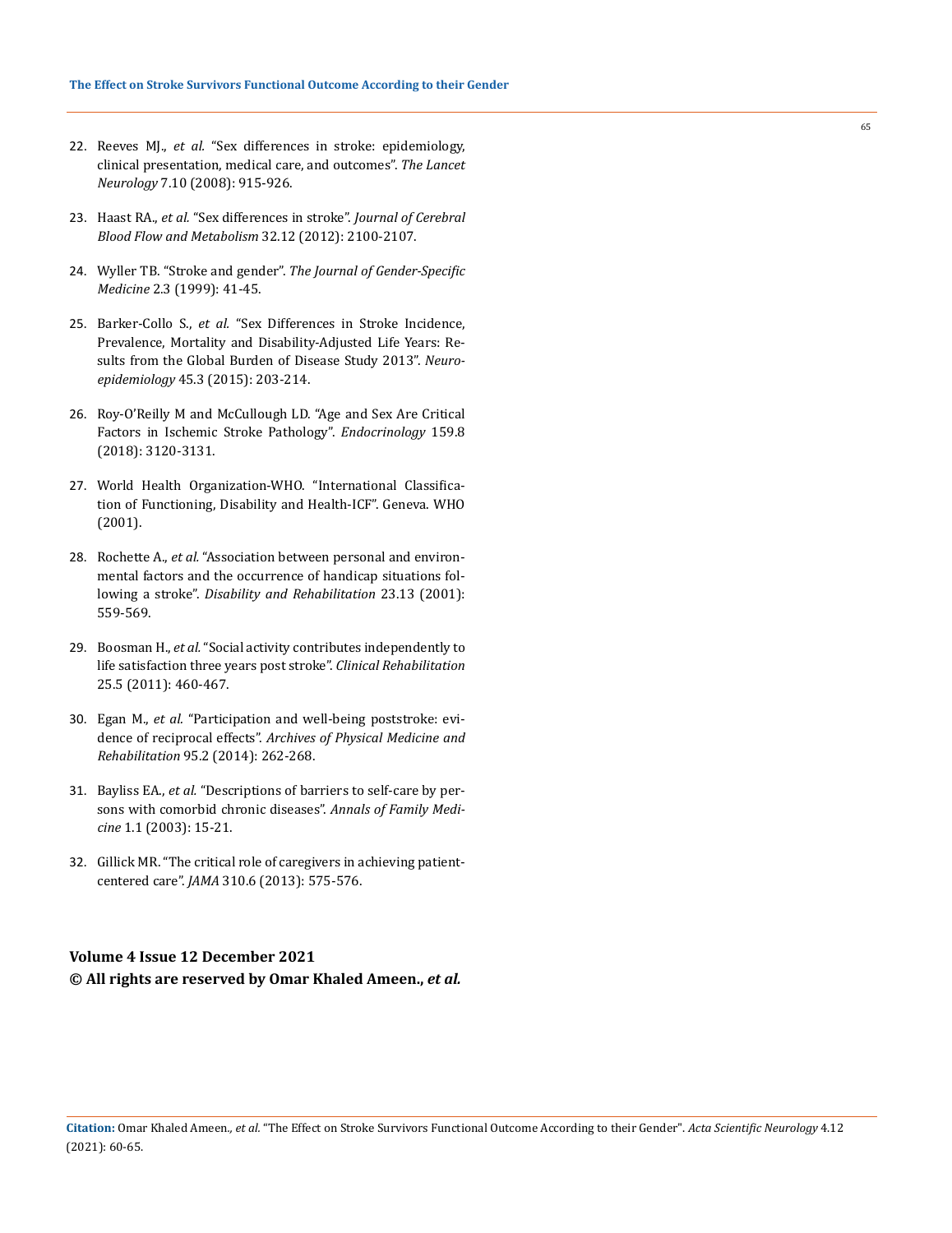22. Reeves MJ., *et al.* "Sex differences in stroke: epidemiology, clinical presentation, medical care, and outcomes". *The Lancet Neurology* 7.10 (2008): 915-926.

23. Haast RA., *et al.* "Sex differences in stroke". *Journal of Cerebral Blood Flow and Metabolism* 32.12 (2012): 2100-2107.

24. Wyller TB. "Stroke and gender". *The Journal of Gender-Specific Medicine* 2.3 (1999): 41-45.

25. Barker-Collo S., *et al.* "Sex Differences in Stroke Incidence, Prevalence, Mortality and Disability-Adjusted Life Years: Results from the Global Burden of Disease Study 2013". *Neuroepidemiology* 45.3 (2015): 203-214.

26. Roy-O'Reilly M and McCullough LD. "Age and Sex Are Critical Factors in Ischemic Stroke Pathology". *Endocrinology* 159.8 (2018): 3120-3131.

27. World Health Organization-WHO. "International Classification of Functioning, Disability and Health-ICF". Geneva. WHO (2001).

28. Rochette A., *et al.* "Association between personal and environmental factors and the occurrence of handicap situations following a stroke". *Disability and Rehabilitation* 23.13 (2001): 559-569.

29. Boosman H., *et al.* "Social activity contributes independently to life satisfaction three years post stroke". *Clinical Rehabilitation* 25.5 (2011): 460-467.

30. Egan M., *et al.* "Participation and well-being poststroke: evidence of reciprocal effects". *Archives of Physical Medicine and Rehabilitation* 95.2 (2014): 262-268.

31. Bayliss EA., *et al.* "Descriptions of barriers to self-care by persons with comorbid chronic diseases". *Annals of Family Medicine* 1.1 (2003): 15-21.

32. Gillick MR. "The critical role of caregivers in achieving patient-centered care". *JAMA* 310.6 (2013): 575-576.

**Volume 4 Issue 12 December 2021**
**© All rights are reserved by Omar Khaled Ameen., *et al.***